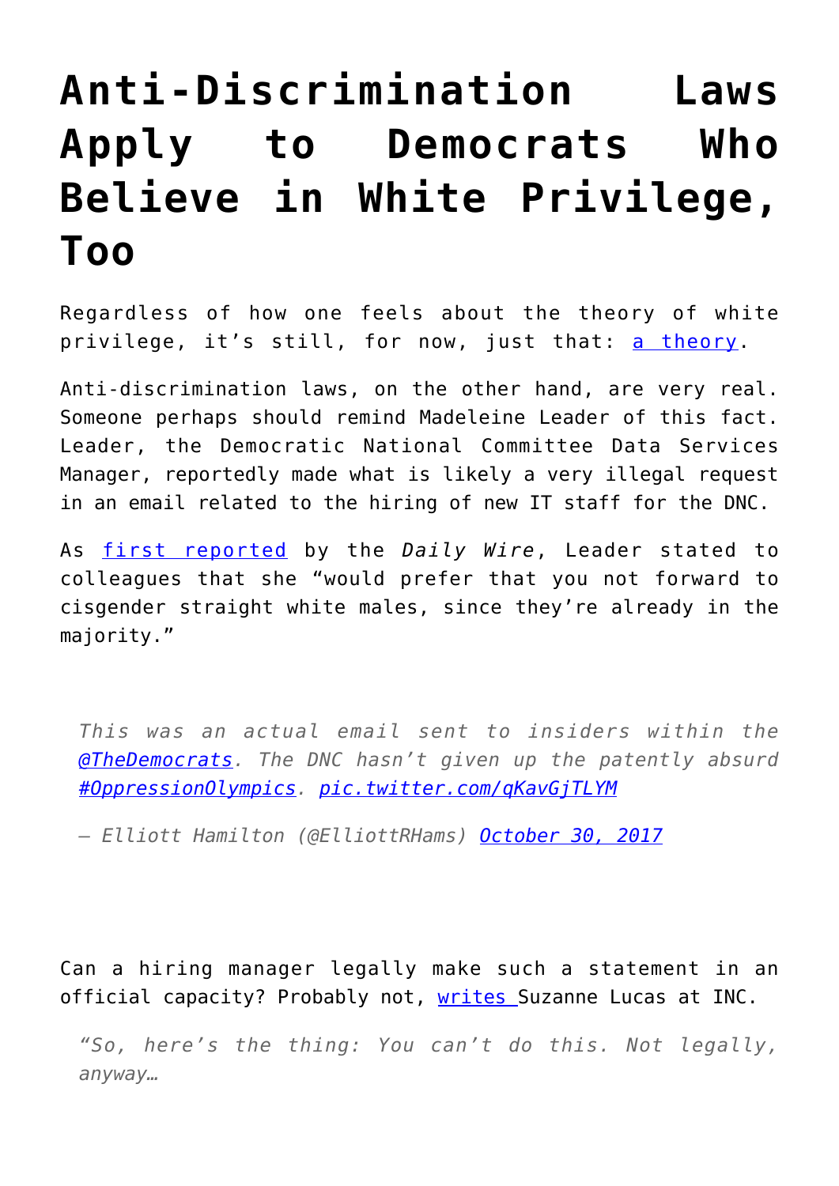# Anti-Discrimination Laws Apply to Democrats Who Believe in White Privilege, Too

Regardless of how one feels about the theory of white privilege, it's still, for now, just that: [a theory](#).

Anti-discrimination laws, on the other hand, are very real. Someone perhaps should remind Madeleine Leader of this fact. Leader, the Democratic National Committee Data Services Manager, reportedly made what is likely a very illegal request in an email related to the hiring of new IT staff for the DNC.

As [first reported](#) by the *Daily Wire*, Leader stated to colleagues that she "would prefer that you not forward to cisgender straight white males, since they're already in the majority."

> *This was an actual email sent to insiders within the [@TheDemocrats](#). The DNC hasn't given up the patently absurd [#OppressionOlympics](#). [pic.twitter.com/qKavGjTLYM](#)*
>
> *— Elliott Hamilton (@ElliottRHams) [October 30, 2017](#)*

Can a hiring manager legally make such a statement in an official capacity? Probably not, [writes](#) Suzanne Lucas at INC.

> *"So, here's the thing: You can't do this. Not legally, anyway…*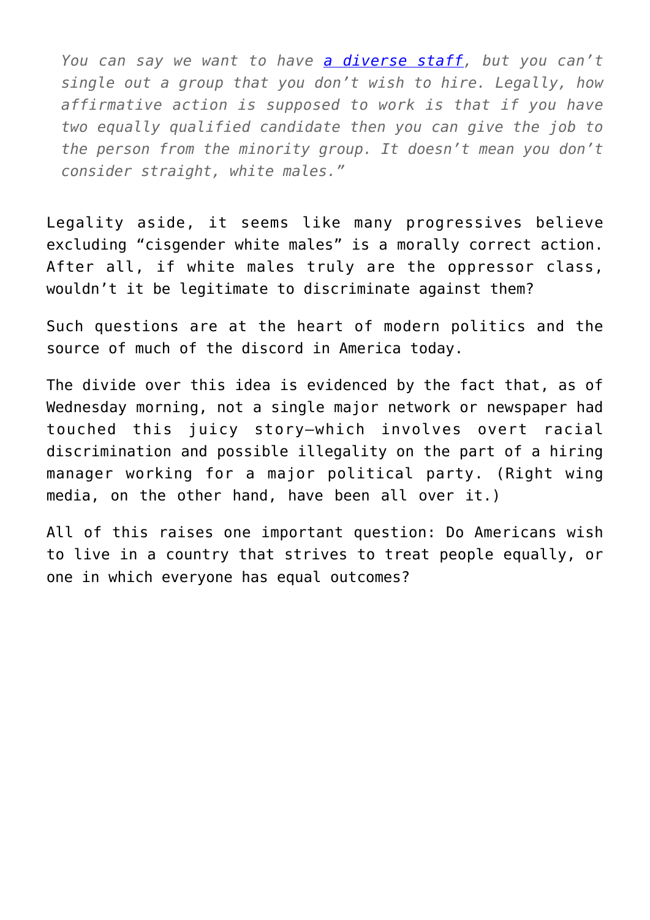> *You can say we want to have [a diverse staff](), but you can't single out a group that you don't wish to hire. Legally, how affirmative action is supposed to work is that if you have two equally qualified candidate then you can give the job to the person from the minority group. It doesn't mean you don't consider straight, white males."*

Legality aside, it seems like many progressives believe excluding "cisgender white males" is a morally correct action. After all, if white males truly are the oppressor class, wouldn't it be legitimate to discriminate against them?

Such questions are at the heart of modern politics and the source of much of the discord in America today.

The divide over this idea is evidenced by the fact that, as of Wednesday morning, not a single major network or newspaper had touched this juicy story—which involves overt racial discrimination and possible illegality on the part of a hiring manager working for a major political party. (Right wing media, on the other hand, have been all over it.)

All of this raises one important question: Do Americans wish to live in a country that strives to treat people equally, or one in which everyone has equal outcomes?